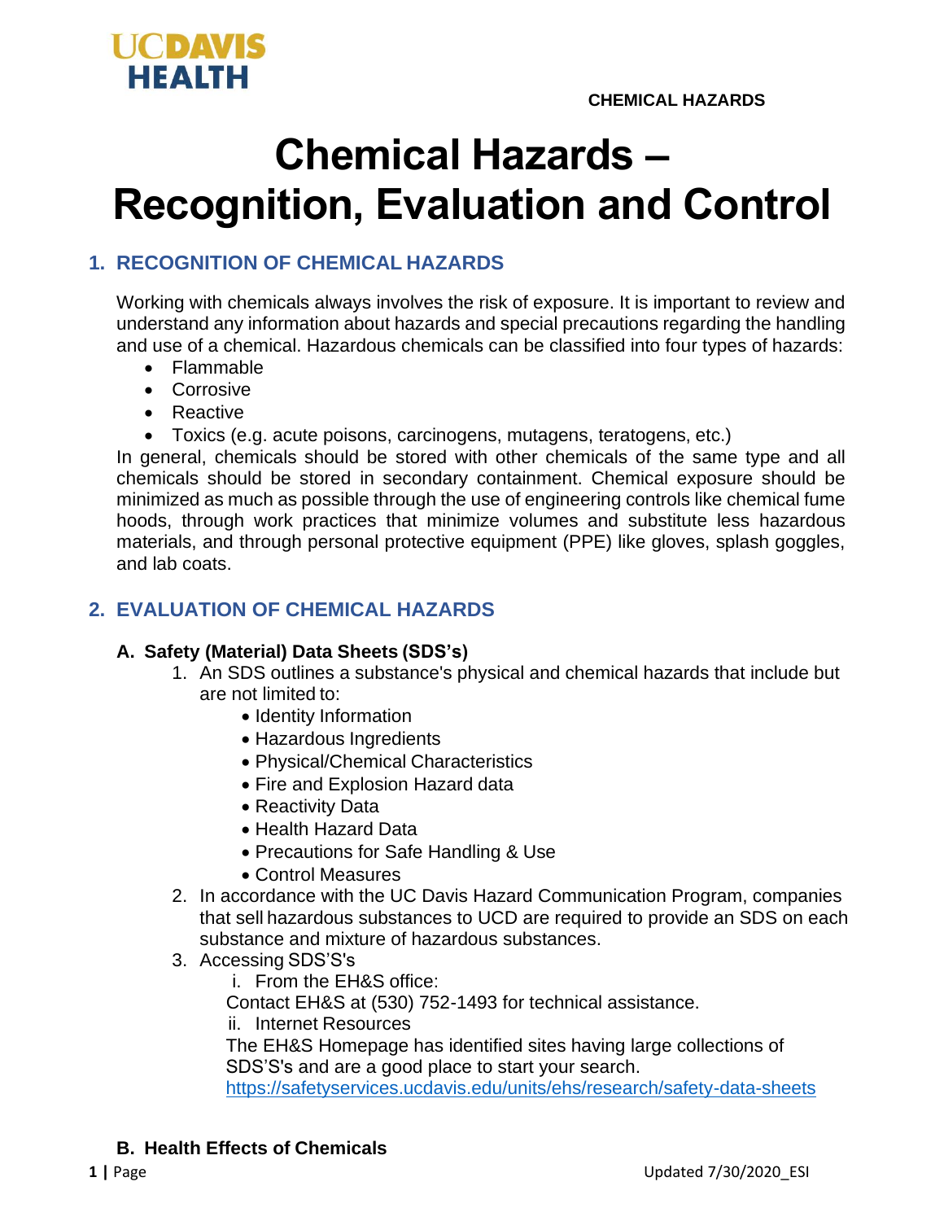# Chemical Hazards – Recognition, Evaluation and Control

## 1. RECOGNITION OF CHEMICAL HAZARDS

Working with chemicals always involves the risk of exposure. It is important to review and understand any information about hazards and special precautions regarding the handling and use of a chemical. Hazardous chemicals can be classified into four types of hazards:

- Flammable
- Corrosive
- Reactive
- Toxics (e.g. acute poisons, carcinogens, mutagens, teratogens, etc.)

In general, chemicals should be stored with other chemicals of the same type and all chemicals should be stored in secondary containment. Chemical exposure should be minimized as much as possible through the use of engineering controls like chemical fume hoods, through work practices that minimize volumes and substitute less hazardous materials, and through personal protective equipment (PPE) like gloves, splash goggles, and lab coats.

## 2. EVALUATION OF CHEMICAL HAZARDS

### A. Safety (Material) Data Sheets (SDS's)

1. An SDS outlines a substance's physical and chemical hazards that include but are not limited to:
   - Identity Information
   - Hazardous Ingredients
   - Physical/Chemical Characteristics
   - Fire and Explosion Hazard data
   - Reactivity Data
   - Health Hazard Data
   - Precautions for Safe Handling & Use
   - Control Measures
2. In accordance with the UC Davis Hazard Communication Program, companies that sell hazardous substances to UCD are required to provide an SDS on each substance and mixture of hazardous substances.
3. Accessing SDS'S's

   i. From the EH&S office:

   Contact EH&S at (530) 752-1493 for technical assistance.

   ii. Internet Resources

   The EH&S Homepage has identified sites having large collections of SDS'S's and are a good place to start your search.
   https://safetyservices.ucdavis.edu/units/ehs/research/safety-data-sheets

### B. Health Effects of Chemicals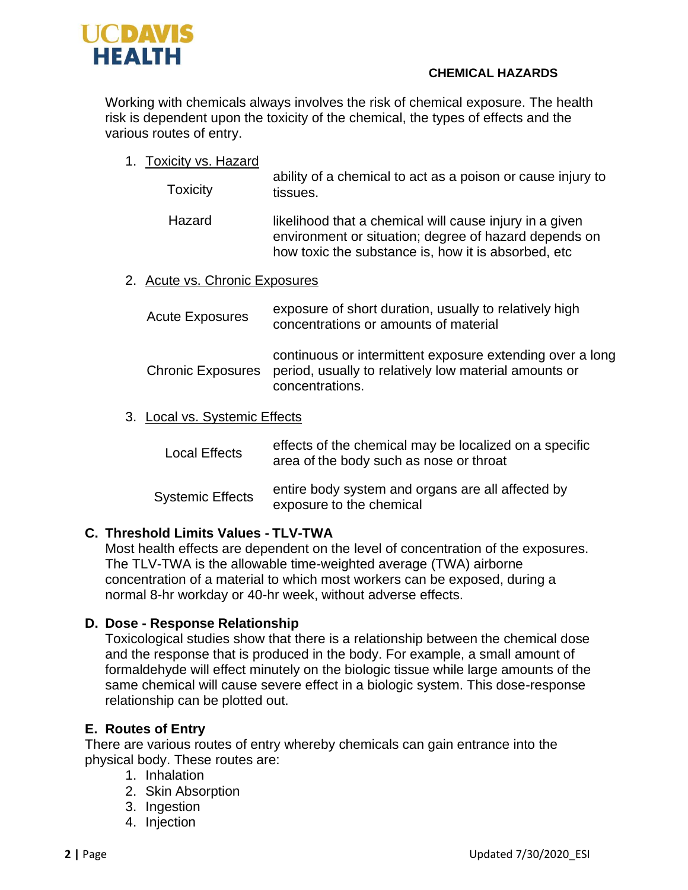## CHEMICAL HAZARDS

Working with chemicals always involves the risk of chemical exposure. The health risk is dependent upon the toxicity of the chemical, the types of effects and the various routes of entry.

1. Toxicity vs. Hazard

| | |
|---|---|
| Toxicity | ability of a chemical to act as a poison or cause injury to tissues. |
| Hazard | likelihood that a chemical will cause injury in a given environment or situation; degree of hazard depends on how toxic the substance is, how it is absorbed, etc |

2. Acute vs. Chronic Exposures

| | |
|---|---|
| Acute Exposures | exposure of short duration, usually to relatively high concentrations or amounts of material |
| Chronic Exposures | continuous or intermittent exposure extending over a long period, usually to relatively low material amounts or concentrations. |

3. Local vs. Systemic Effects

| | |
|---|---|
| Local Effects | effects of the chemical may be localized on a specific area of the body such as nose or throat |
| Systemic Effects | entire body system and organs are all affected by exposure to the chemical |

### C. Threshold Limits Values - TLV-TWA

Most health effects are dependent on the level of concentration of the exposures. The TLV-TWA is the allowable time-weighted average (TWA) airborne concentration of a material to which most workers can be exposed, during a normal 8-hr workday or 40-hr week, without adverse effects.

### D. Dose - Response Relationship

Toxicological studies show that there is a relationship between the chemical dose and the response that is produced in the body. For example, a small amount of formaldehyde will effect minutely on the biologic tissue while large amounts of the same chemical will cause severe effect in a biologic system. This dose-response relationship can be plotted out.

### E. Routes of Entry

There are various routes of entry whereby chemicals can gain entrance into the physical body. These routes are:

1. Inhalation
2. Skin Absorption
3. Ingestion
4. Injection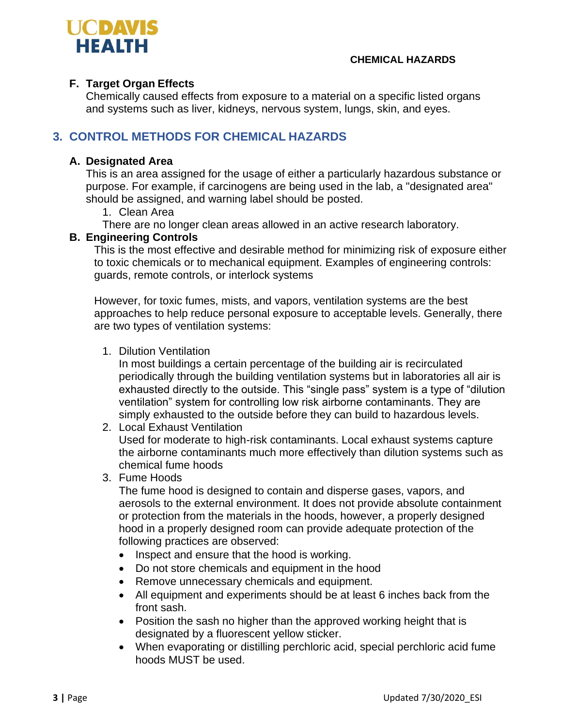### F. Target Organ Effects

Chemically caused effects from exposure to a material on a specific listed organs and systems such as liver, kidneys, nervous system, lungs, skin, and eyes.

## 3. CONTROL METHODS FOR CHEMICAL HAZARDS

### A. Designated Area

This is an area assigned for the usage of either a particularly hazardous substance or purpose. For example, if carcinogens are being used in the lab, a "designated area" should be assigned, and warning label should be posted.

1. Clean Area

There are no longer clean areas allowed in an active research laboratory.

### B. Engineering Controls

This is the most effective and desirable method for minimizing risk of exposure either to toxic chemicals or to mechanical equipment. Examples of engineering controls: guards, remote controls, or interlock systems

However, for toxic fumes, mists, and vapors, ventilation systems are the best approaches to help reduce personal exposure to acceptable levels. Generally, there are two types of ventilation systems:

1. Dilution Ventilation
   In most buildings a certain percentage of the building air is recirculated periodically through the building ventilation systems but in laboratories all air is exhausted directly to the outside. This "single pass" system is a type of "dilution ventilation" system for controlling low risk airborne contaminants. They are simply exhausted to the outside before they can build to hazardous levels.
2. Local Exhaust Ventilation
   Used for moderate to high-risk contaminants. Local exhaust systems capture the airborne contaminants much more effectively than dilution systems such as chemical fume hoods
3. Fume Hoods
   The fume hood is designed to contain and disperse gases, vapors, and aerosols to the external environment. It does not provide absolute containment or protection from the materials in the hoods, however, a properly designed hood in a properly designed room can provide adequate protection of the following practices are observed:
   - Inspect and ensure that the hood is working.
   - Do not store chemicals and equipment in the hood
   - Remove unnecessary chemicals and equipment.
   - All equipment and experiments should be at least 6 inches back from the front sash.
   - Position the sash no higher than the approved working height that is designated by a fluorescent yellow sticker.
   - When evaporating or distilling perchloric acid, special perchloric acid fume hoods MUST be used.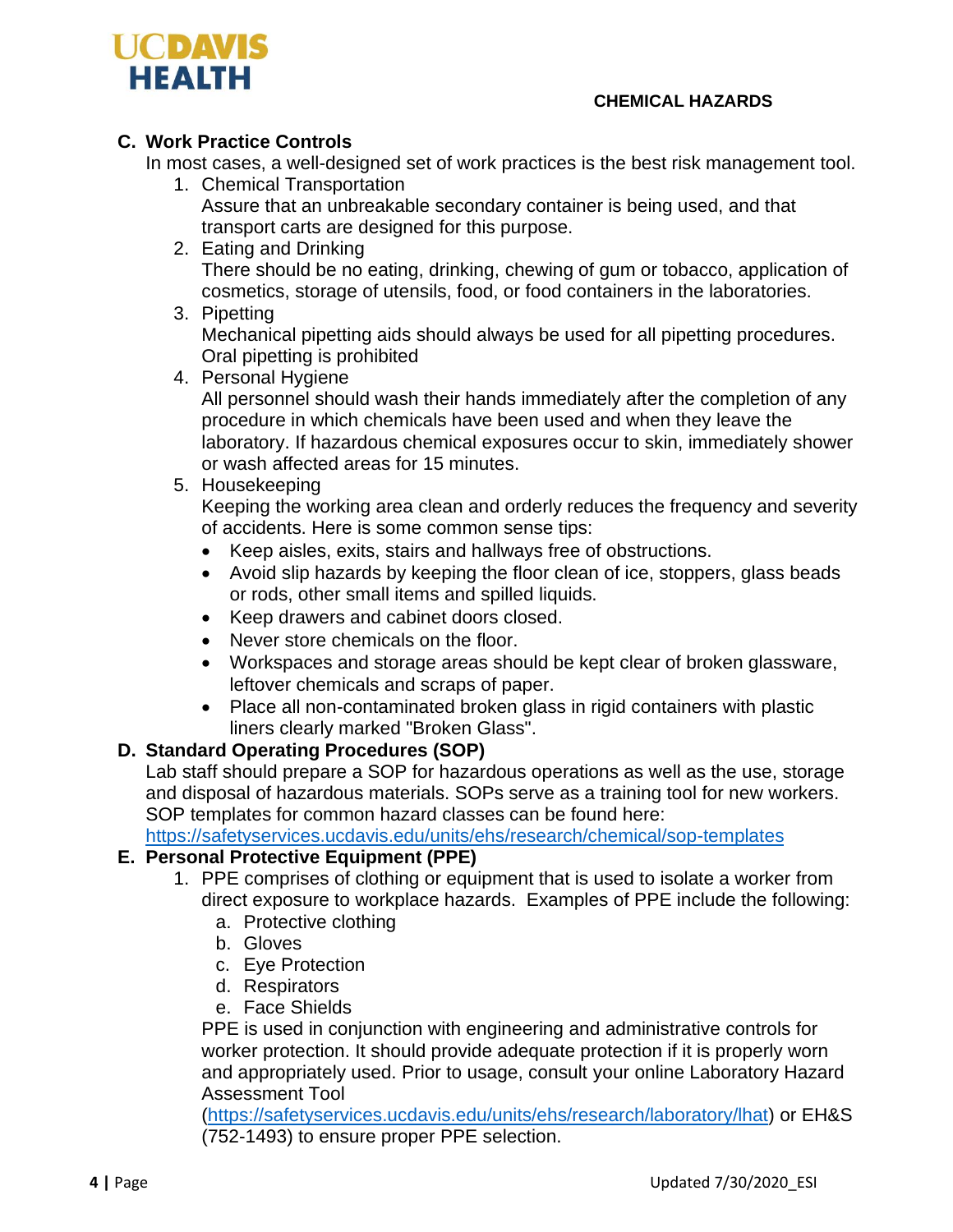### C. Work Practice Controls

In most cases, a well-designed set of work practices is the best risk management tool.

1. Chemical Transportation
   Assure that an unbreakable secondary container is being used, and that transport carts are designed for this purpose.
2. Eating and Drinking
   There should be no eating, drinking, chewing of gum or tobacco, application of cosmetics, storage of utensils, food, or food containers in the laboratories.
3. Pipetting
   Mechanical pipetting aids should always be used for all pipetting procedures. Oral pipetting is prohibited
4. Personal Hygiene
   All personnel should wash their hands immediately after the completion of any procedure in which chemicals have been used and when they leave the laboratory. If hazardous chemical exposures occur to skin, immediately shower or wash affected areas for 15 minutes.
5. Housekeeping
   Keeping the working area clean and orderly reduces the frequency and severity of accidents. Here is some common sense tips:
   - Keep aisles, exits, stairs and hallways free of obstructions.
   - Avoid slip hazards by keeping the floor clean of ice, stoppers, glass beads or rods, other small items and spilled liquids.
   - Keep drawers and cabinet doors closed.
   - Never store chemicals on the floor.
   - Workspaces and storage areas should be kept clear of broken glassware, leftover chemicals and scraps of paper.
   - Place all non-contaminated broken glass in rigid containers with plastic liners clearly marked "Broken Glass".

### D. Standard Operating Procedures (SOP)

Lab staff should prepare a SOP for hazardous operations as well as the use, storage and disposal of hazardous materials. SOPs serve as a training tool for new workers. SOP templates for common hazard classes can be found here: https://safetyservices.ucdavis.edu/units/ehs/research/chemical/sop-templates

### E. Personal Protective Equipment (PPE)

1. PPE comprises of clothing or equipment that is used to isolate a worker from direct exposure to workplace hazards. Examples of PPE include the following:
   a. Protective clothing
   b. Gloves
   c. Eye Protection
   d. Respirators
   e. Face Shields

   PPE is used in conjunction with engineering and administrative controls for worker protection. It should provide adequate protection if it is properly worn and appropriately used. Prior to usage, consult your online Laboratory Hazard Assessment Tool (https://safetyservices.ucdavis.edu/units/ehs/research/laboratory/lhat) or EH&S (752-1493) to ensure proper PPE selection.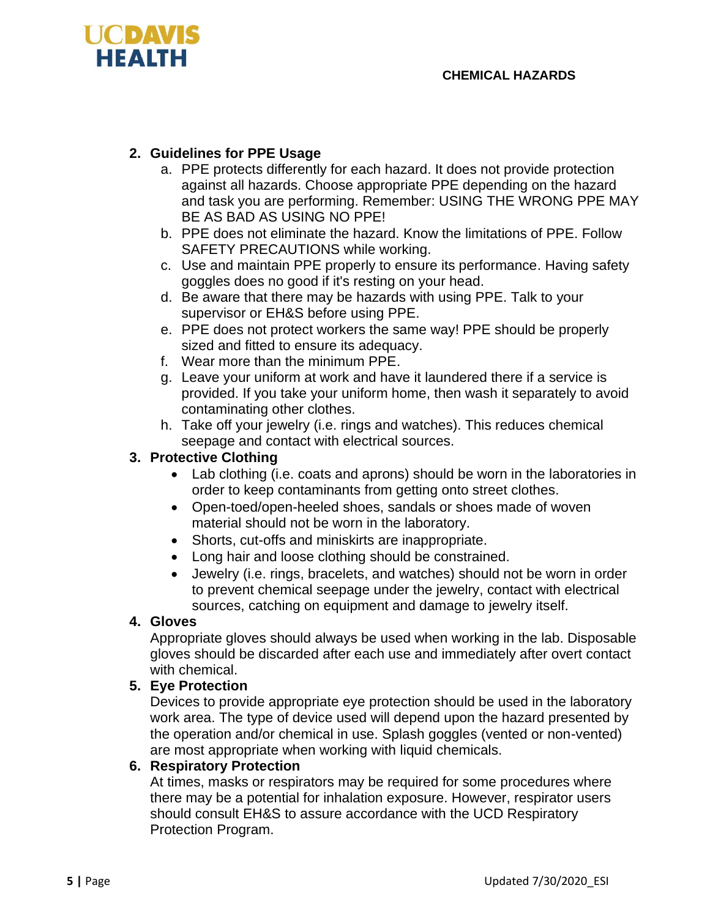2. **Guidelines for PPE Usage**
    a. PPE protects differently for each hazard. It does not provide protection against all hazards. Choose appropriate PPE depending on the hazard and task you are performing. Remember: USING THE WRONG PPE MAY BE AS BAD AS USING NO PPE!
    b. PPE does not eliminate the hazard. Know the limitations of PPE. Follow SAFETY PRECAUTIONS while working.
    c. Use and maintain PPE properly to ensure its performance. Having safety goggles does no good if it's resting on your head.
    d. Be aware that there may be hazards with using PPE. Talk to your supervisor or EH&S before using PPE.
    e. PPE does not protect workers the same way! PPE should be properly sized and fitted to ensure its adequacy.
    f. Wear more than the minimum PPE.
    g. Leave your uniform at work and have it laundered there if a service is provided. If you take your uniform home, then wash it separately to avoid contaminating other clothes.
    h. Take off your jewelry (i.e. rings and watches). This reduces chemical seepage and contact with electrical sources.

3. **Protective Clothing**
    - Lab clothing (i.e. coats and aprons) should be worn in the laboratories in order to keep contaminants from getting onto street clothes.
    - Open-toed/open-heeled shoes, sandals or shoes made of woven material should not be worn in the laboratory.
    - Shorts, cut-offs and miniskirts are inappropriate.
    - Long hair and loose clothing should be constrained.
    - Jewelry (i.e. rings, bracelets, and watches) should not be worn in order to prevent chemical seepage under the jewelry, contact with electrical sources, catching on equipment and damage to jewelry itself.

4. **Gloves**

    Appropriate gloves should always be used when working in the lab. Disposable gloves should be discarded after each use and immediately after overt contact with chemical.

5. **Eye Protection**

    Devices to provide appropriate eye protection should be used in the laboratory work area. The type of device used will depend upon the hazard presented by the operation and/or chemical in use. Splash goggles (vented or non-vented) are most appropriate when working with liquid chemicals.

6. **Respiratory Protection**

    At times, masks or respirators may be required for some procedures where there may be a potential for inhalation exposure. However, respirator users should consult EH&S to assure accordance with the UCD Respiratory Protection Program.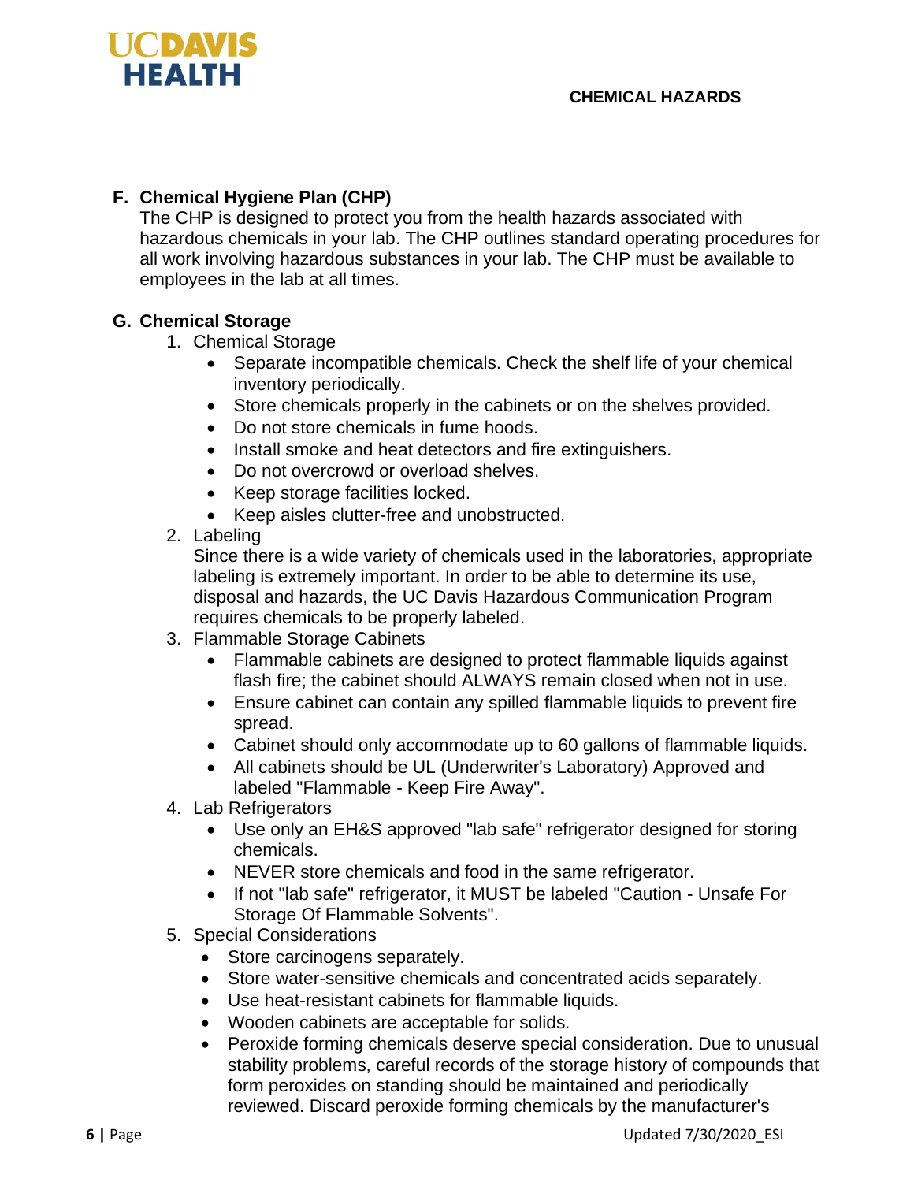### F. Chemical Hygiene Plan (CHP)

The CHP is designed to protect you from the health hazards associated with hazardous chemicals in your lab. The CHP outlines standard operating procedures for all work involving hazardous substances in your lab. The CHP must be available to employees in the lab at all times.

### G. Chemical Storage

1. Chemical Storage
   - Separate incompatible chemicals. Check the shelf life of your chemical inventory periodically.
   - Store chemicals properly in the cabinets or on the shelves provided.
   - Do not store chemicals in fume hoods.
   - Install smoke and heat detectors and fire extinguishers.
   - Do not overcrowd or overload shelves.
   - Keep storage facilities locked.
   - Keep aisles clutter-free and unobstructed.
2. Labeling

   Since there is a wide variety of chemicals used in the laboratories, appropriate labeling is extremely important. In order to be able to determine its use, disposal and hazards, the UC Davis Hazardous Communication Program requires chemicals to be properly labeled.
3. Flammable Storage Cabinets
   - Flammable cabinets are designed to protect flammable liquids against flash fire; the cabinet should ALWAYS remain closed when not in use.
   - Ensure cabinet can contain any spilled flammable liquids to prevent fire spread.
   - Cabinet should only accommodate up to 60 gallons of flammable liquids.
   - All cabinets should be UL (Underwriter's Laboratory) Approved and labeled "Flammable - Keep Fire Away".
4. Lab Refrigerators
   - Use only an EH&S approved "lab safe" refrigerator designed for storing chemicals.
   - NEVER store chemicals and food in the same refrigerator.
   - If not "lab safe" refrigerator, it MUST be labeled "Caution - Unsafe For Storage Of Flammable Solvents".
5. Special Considerations
   - Store carcinogens separately.
   - Store water-sensitive chemicals and concentrated acids separately.
   - Use heat-resistant cabinets for flammable liquids.
   - Wooden cabinets are acceptable for solids.
   - Peroxide forming chemicals deserve special consideration. Due to unusual stability problems, careful records of the storage history of compounds that form peroxides on standing should be maintained and periodically reviewed. Discard peroxide forming chemicals by the manufacturer's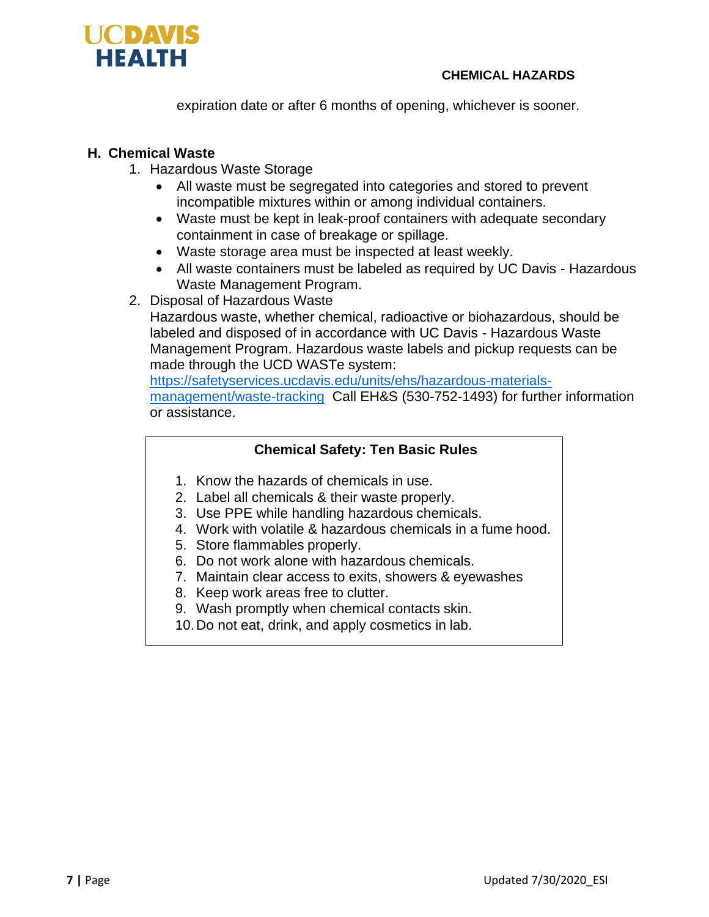expiration date or after 6 months of opening, whichever is sooner.

### H. Chemical Waste

1. Hazardous Waste Storage
   - All waste must be segregated into categories and stored to prevent incompatible mixtures within or among individual containers.
   - Waste must be kept in leak-proof containers with adequate secondary containment in case of breakage or spillage.
   - Waste storage area must be inspected at least weekly.
   - All waste containers must be labeled as required by UC Davis - Hazardous Waste Management Program.
2. Disposal of Hazardous Waste

   Hazardous waste, whether chemical, radioactive or biohazardous, should be labeled and disposed of in accordance with UC Davis - Hazardous Waste Management Program. Hazardous waste labels and pickup requests can be made through the UCD WASTe system: [https://safetyservices.ucdavis.edu/units/ehs/hazardous-materials-management/waste-tracking](https://safetyservices.ucdavis.edu/units/ehs/hazardous-materials-management/waste-tracking) Call EH&S (530-752-1493) for further information or assistance.

**Chemical Safety: Ten Basic Rules**

1. Know the hazards of chemicals in use.
2. Label all chemicals & their waste properly.
3. Use PPE while handling hazardous chemicals.
4. Work with volatile & hazardous chemicals in a fume hood.
5. Store flammables properly.
6. Do not work alone with hazardous chemicals.
7. Maintain clear access to exits, showers & eyewashes
8. Keep work areas free to clutter.
9. Wash promptly when chemical contacts skin.
10. Do not eat, drink, and apply cosmetics in lab.